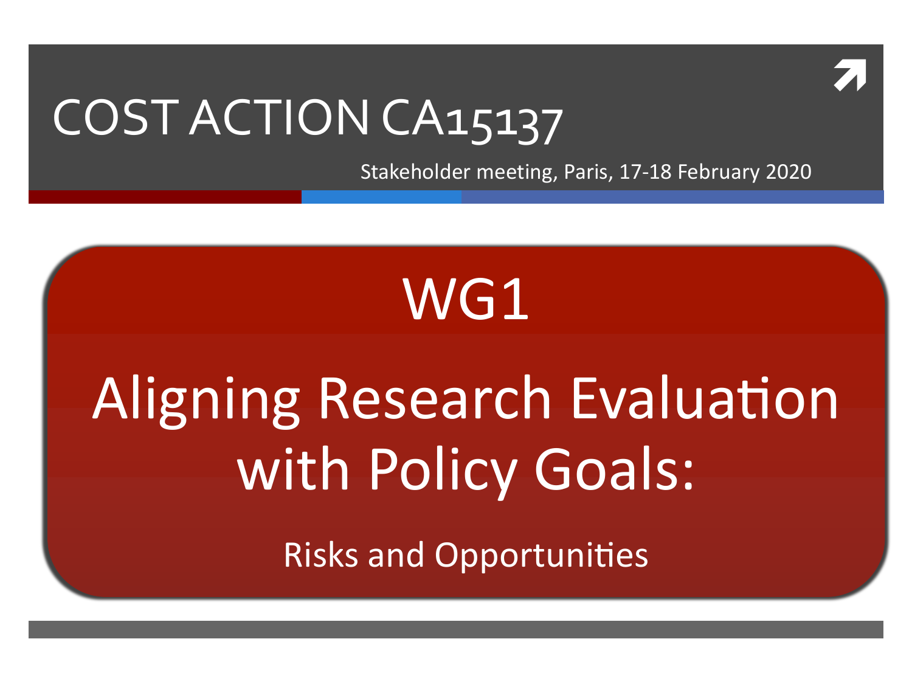# COST ACTION CA15137

Stakeholder meeting, Paris, 17-18 February 2020

## WG1

## Aligning Research Evaluation with Policy Goals:

Risks and Opportunities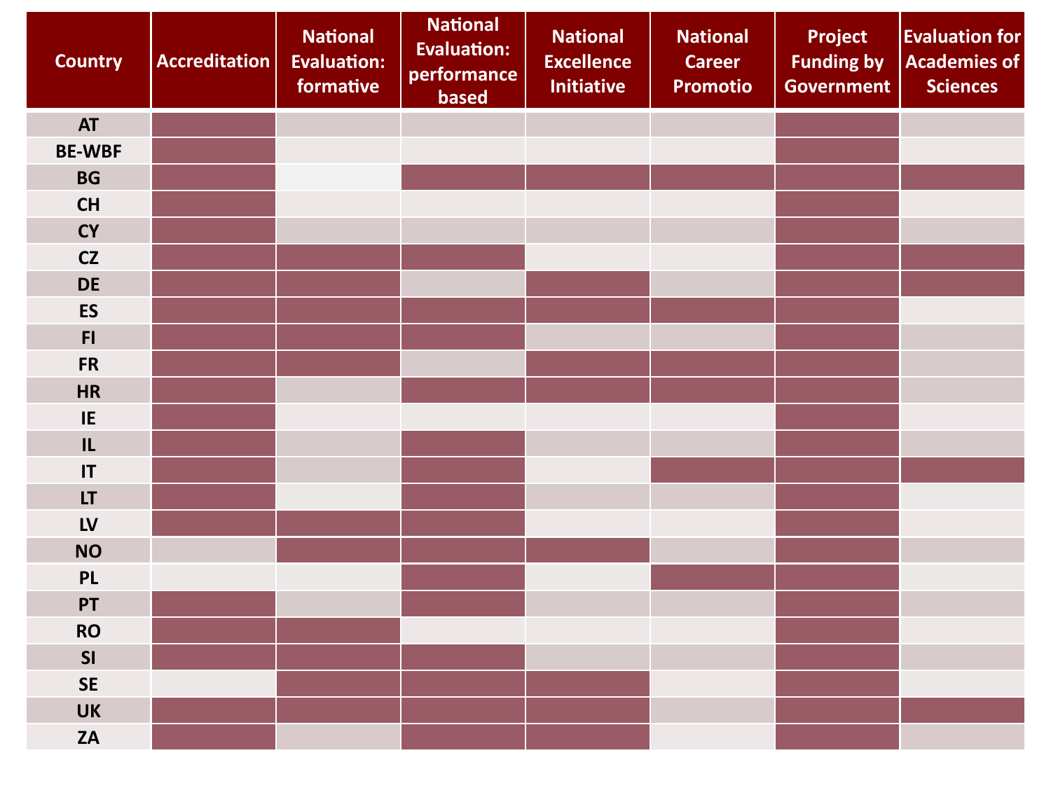| Country | Accreditation | National Evaluation: formative | National Evaluation: performance based | National Excellence Initiative | National Career Promotio | Project Funding by Government | Evaluation for Academies of Sciences |
|---|---|---|---|---|---|---|---|
| AT | ■ | | | | | ■ | |
| BE-WBF | ■ | | | | | ■ | |
| BG | ■ | | ■ | ■ | ■ | ■ | ■ |
| CH | ■ | | | | | ■ | |
| CY | ■ | | | | | ■ | |
| CZ | ■ | ■ | ■ | | | ■ | ■ |
| DE | ■ | ■ | | ■ | | ■ | ■ |
| ES | ■ | ■ | ■ | ■ | ■ | ■ | |
| FI | ■ | ■ | ■ | | | ■ | |
| FR | ■ | ■ | | ■ | ■ | ■ | |
| HR | ■ | | ■ | ■ | ■ | ■ | |
| IE | ■ | | | | | ■ | |
| IL | ■ | | ■ | | | ■ | |
| IT | ■ | | ■ | | ■ | ■ | ■ |
| LT | ■ | | ■ | | | ■ | |
| LV | ■ | ■ | ■ | | | ■ | |
| NO | | ■ | ■ | ■ | | ■ | |
| PL | | | ■ | | ■ | ■ | |
| PT | ■ | | ■ | | | ■ | |
| RO | ■ | ■ | | | | ■ | |
| SI | ■ | ■ | ■ | | | ■ | |
| SE | | ■ | ■ | ■ | | ■ | |
| UK | ■ | ■ | ■ | ■ | | ■ | ■ |
| ZA | ■ | | ■ | ■ | | ■ | |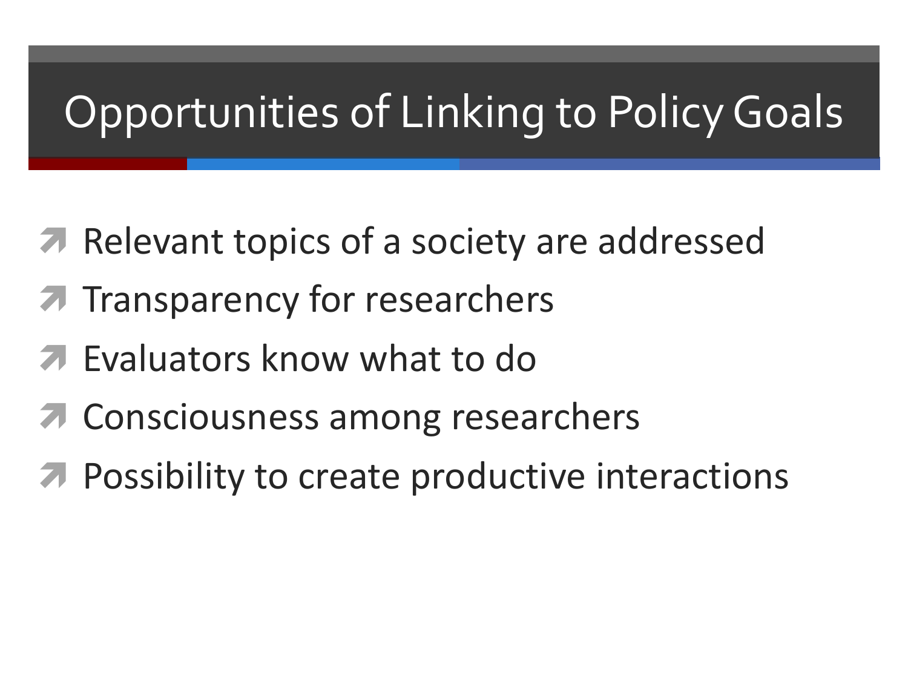# Opportunities of Linking to Policy Goals

- Relevant topics of a society are addressed
- Transparency for researchers
- Evaluators know what to do
- Consciousness among researchers
- Possibility to create productive interactions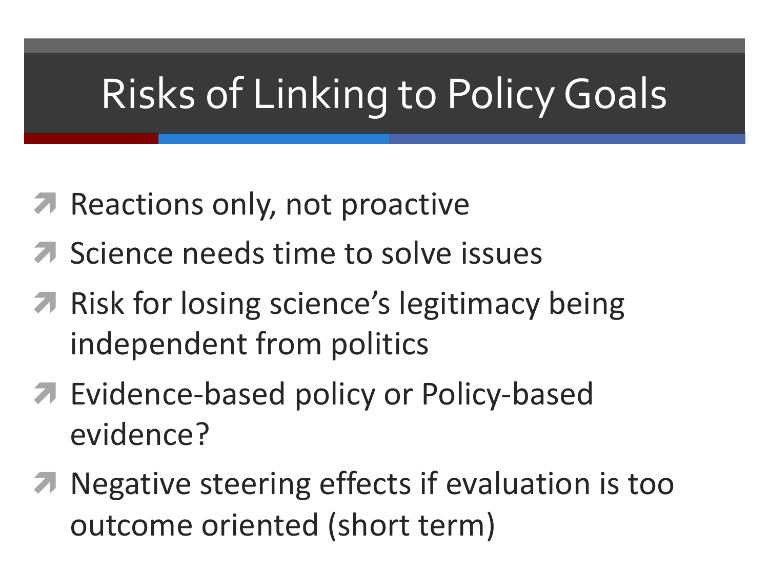# Risks of Linking to Policy Goals

- Reactions only, not proactive
- Science needs time to solve issues
- Risk for losing science's legitimacy being independent from politics
- Evidence-based policy or Policy-based evidence?
- Negative steering effects if evaluation is too outcome oriented (short term)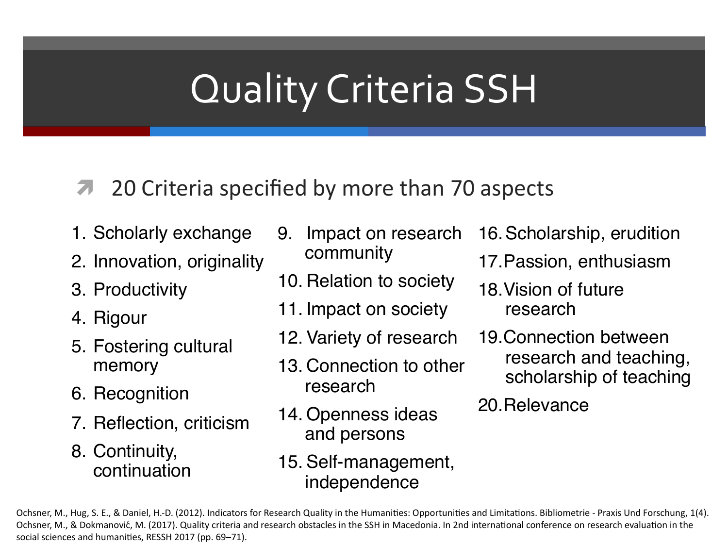# Quality Criteria SSH

- 20 Criteria specified by more than 70 aspects

1. Scholarly exchange
2. Innovation, originality
3. Productivity
4. Rigour
5. Fostering cultural memory
6. Recognition
7. Reflection, criticism
8. Continuity, continuation
9. Impact on research community
10. Relation to society
11. Impact on society
12. Variety of research
13. Connection to other research
14. Openness ideas and persons
15. Self-management, independence
16. Scholarship, erudition
17. Passion, enthusiasm
18. Vision of future research
19. Connection between research and teaching, scholarship of teaching
20. Relevance

Ochsner, M., Hug, S. E., & Daniel, H.-D. (2012). Indicators for Research Quality in the Humanities: Opportunities and Limitations. Bibliometrie - Praxis Und Forschung, 1(4).
Ochsner, M., & Dokmanović, M. (2017). Quality criteria and research obstacles in the SSH in Macedonia. In 2nd international conference on research evaluation in the social sciences and humanities, RESSH 2017 (pp. 69–71).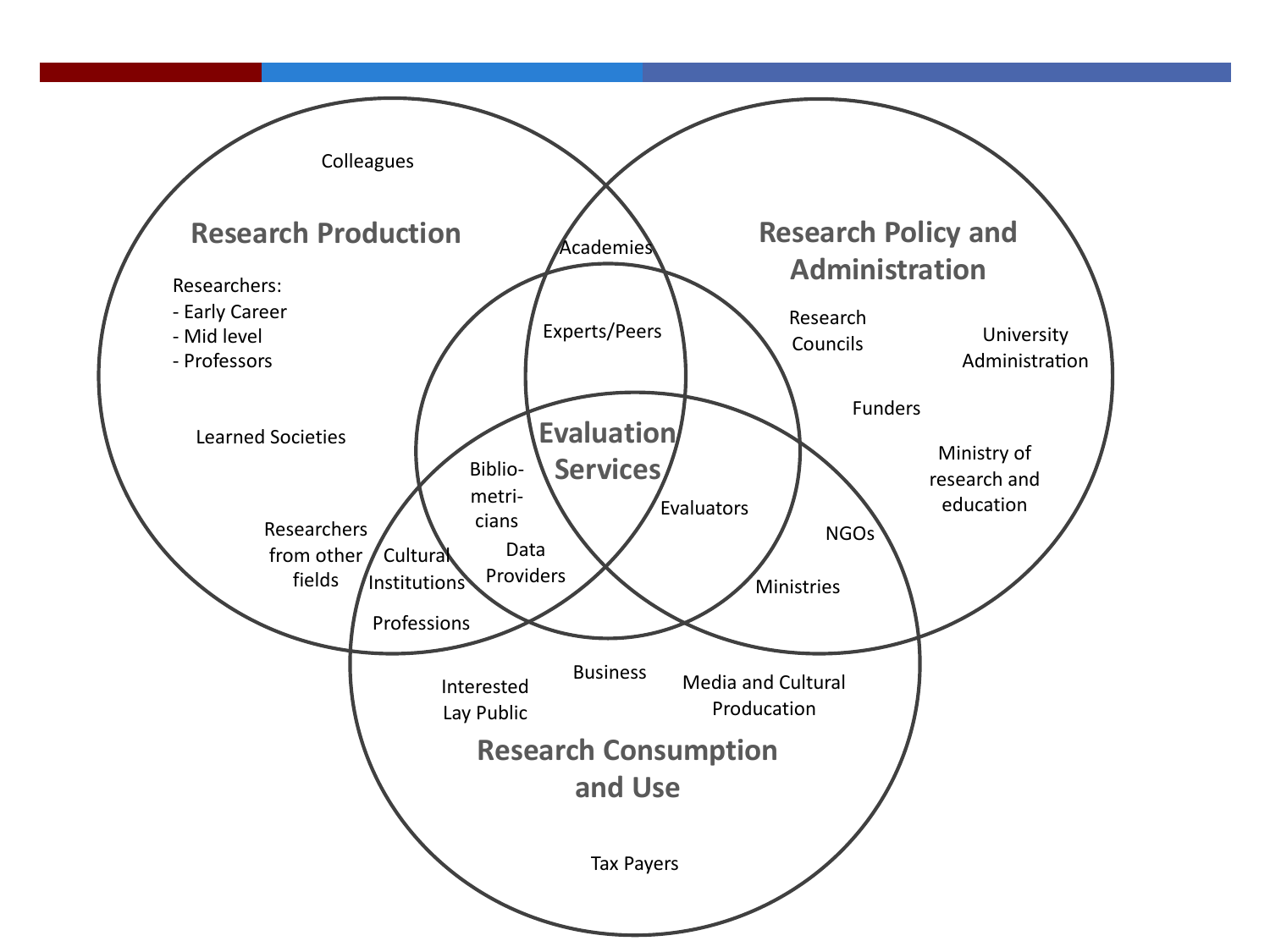Research Production

Colleagues

Researchers:
- Early Career
- Mid level
- Professors

Learned Societies

Researchers from other fields

Academies

Research Policy and Administration

Research Councils

University Administration

Funders

Ministry of research and education

Experts/Peers

Evaluation Services

Biblio-metri-cians

Data Providers

Evaluators

Cultural Institutions

Professions

NGOs

Ministries

Business

Interested Lay Public

Media and Cultural Producation

Research Consumption and Use

Tax Payers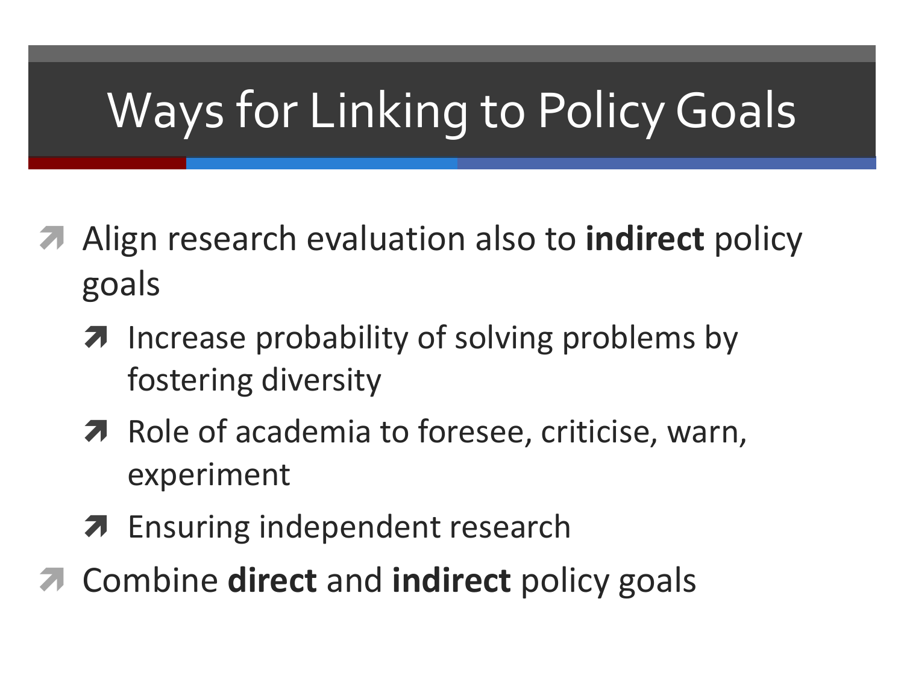# Ways for Linking to Policy Goals

- Align research evaluation also to **indirect** policy goals
  - Increase probability of solving problems by fostering diversity
  - Role of academia to foresee, criticise, warn, experiment
  - Ensuring independent research
- Combine **direct** and **indirect** policy goals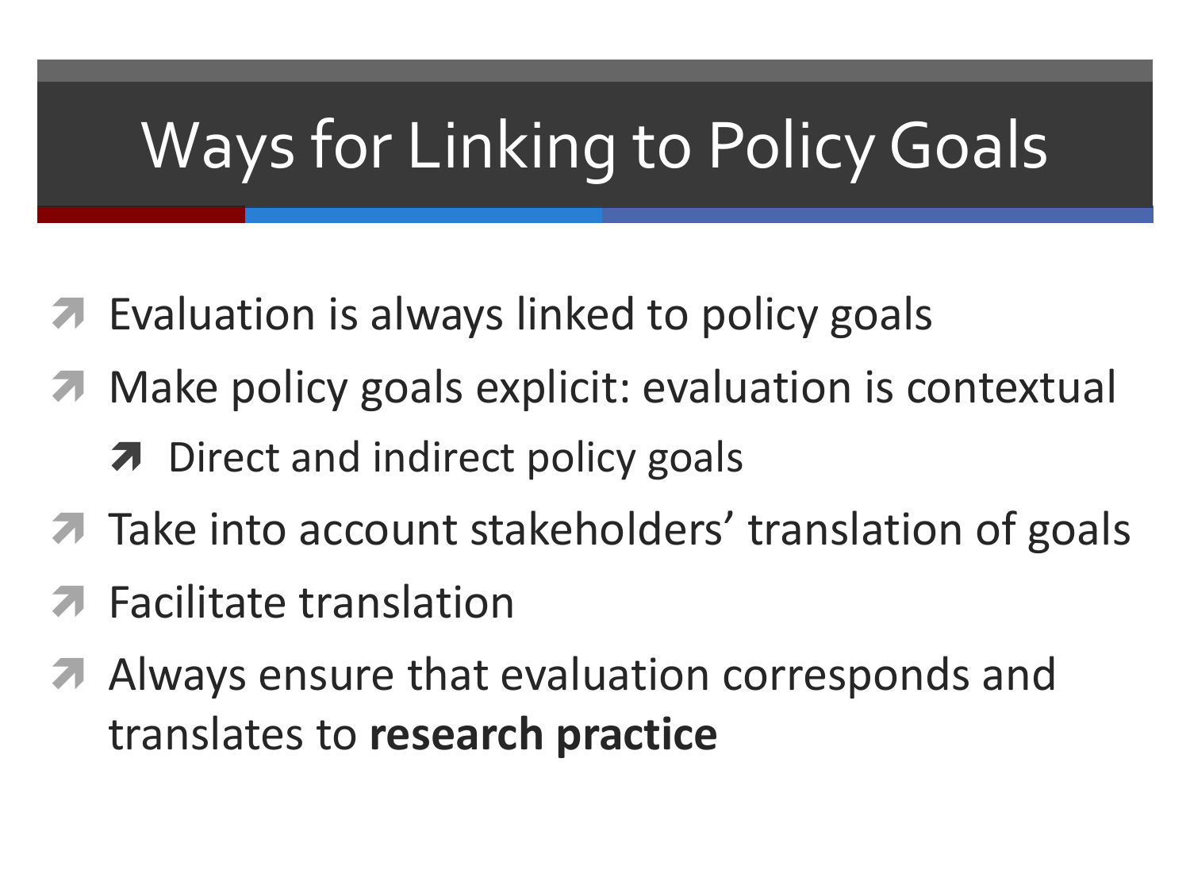# Ways for Linking to Policy Goals

- Evaluation is always linked to policy goals
- Make policy goals explicit: evaluation is contextual
  - Direct and indirect policy goals
- Take into account stakeholders' translation of goals
- Facilitate translation
- Always ensure that evaluation corresponds and translates to **research practice**